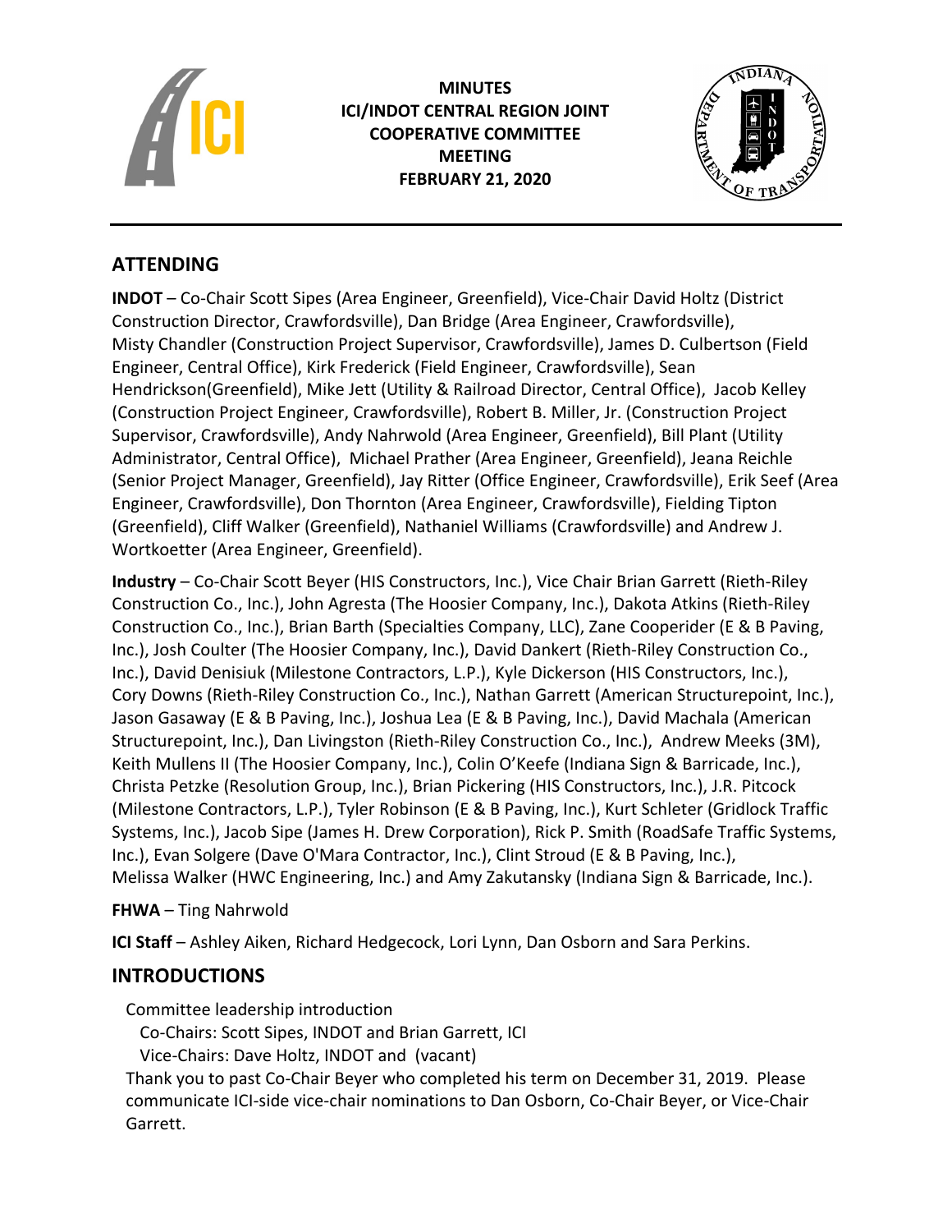# MINUTES
# ICI/INDOT CENTRAL REGION JOINT COOPERATIVE COMMITTEE MEETING
# FEBRUARY 21, 2020

## ATTENDING

**INDOT** – Co-Chair Scott Sipes (Area Engineer, Greenfield), Vice-Chair David Holtz (District Construction Director, Crawfordsville), Dan Bridge (Area Engineer, Crawfordsville), Misty Chandler (Construction Project Supervisor, Crawfordsville), James D. Culbertson (Field Engineer, Central Office), Kirk Frederick (Field Engineer, Crawfordsville), Sean Hendrickson(Greenfield), Mike Jett (Utility & Railroad Director, Central Office), Jacob Kelley (Construction Project Engineer, Crawfordsville), Robert B. Miller, Jr. (Construction Project Supervisor, Crawfordsville), Andy Nahrwold (Area Engineer, Greenfield), Bill Plant (Utility Administrator, Central Office), Michael Prather (Area Engineer, Greenfield), Jeana Reichle (Senior Project Manager, Greenfield), Jay Ritter (Office Engineer, Crawfordsville), Erik Seef (Area Engineer, Crawfordsville), Don Thornton (Area Engineer, Crawfordsville), Fielding Tipton (Greenfield), Cliff Walker (Greenfield), Nathaniel Williams (Crawfordsville) and Andrew J. Wortkoetter (Area Engineer, Greenfield).

**Industry** – Co-Chair Scott Beyer (HIS Constructors, Inc.), Vice Chair Brian Garrett (Rieth-Riley Construction Co., Inc.), John Agresta (The Hoosier Company, Inc.), Dakota Atkins (Rieth-Riley Construction Co., Inc.), Brian Barth (Specialties Company, LLC), Zane Cooperider (E & B Paving, Inc.), Josh Coulter (The Hoosier Company, Inc.), David Dankert (Rieth-Riley Construction Co., Inc.), David Denisiuk (Milestone Contractors, L.P.), Kyle Dickerson (HIS Constructors, Inc.), Cory Downs (Rieth-Riley Construction Co., Inc.), Nathan Garrett (American Structurepoint, Inc.), Jason Gasaway (E & B Paving, Inc.), Joshua Lea (E & B Paving, Inc.), David Machala (American Structurepoint, Inc.), Dan Livingston (Rieth-Riley Construction Co., Inc.), Andrew Meeks (3M), Keith Mullens II (The Hoosier Company, Inc.), Colin O'Keefe (Indiana Sign & Barricade, Inc.), Christa Petzke (Resolution Group, Inc.), Brian Pickering (HIS Constructors, Inc.), J.R. Pitcock (Milestone Contractors, L.P.), Tyler Robinson (E & B Paving, Inc.), Kurt Schleter (Gridlock Traffic Systems, Inc.), Jacob Sipe (James H. Drew Corporation), Rick P. Smith (RoadSafe Traffic Systems, Inc.), Evan Solgere (Dave O'Mara Contractor, Inc.), Clint Stroud (E & B Paving, Inc.), Melissa Walker (HWC Engineering, Inc.) and Amy Zakutansky (Indiana Sign & Barricade, Inc.).

**FHWA** – Ting Nahrwold

**ICI Staff** – Ashley Aiken, Richard Hedgecock, Lori Lynn, Dan Osborn and Sara Perkins.

## INTRODUCTIONS

Committee leadership introduction

Co-Chairs: Scott Sipes, INDOT and Brian Garrett, ICI

Vice-Chairs: Dave Holtz, INDOT and (vacant)

Thank you to past Co-Chair Beyer who completed his term on December 31, 2019. Please communicate ICI-side vice-chair nominations to Dan Osborn, Co-Chair Beyer, or Vice-Chair Garrett.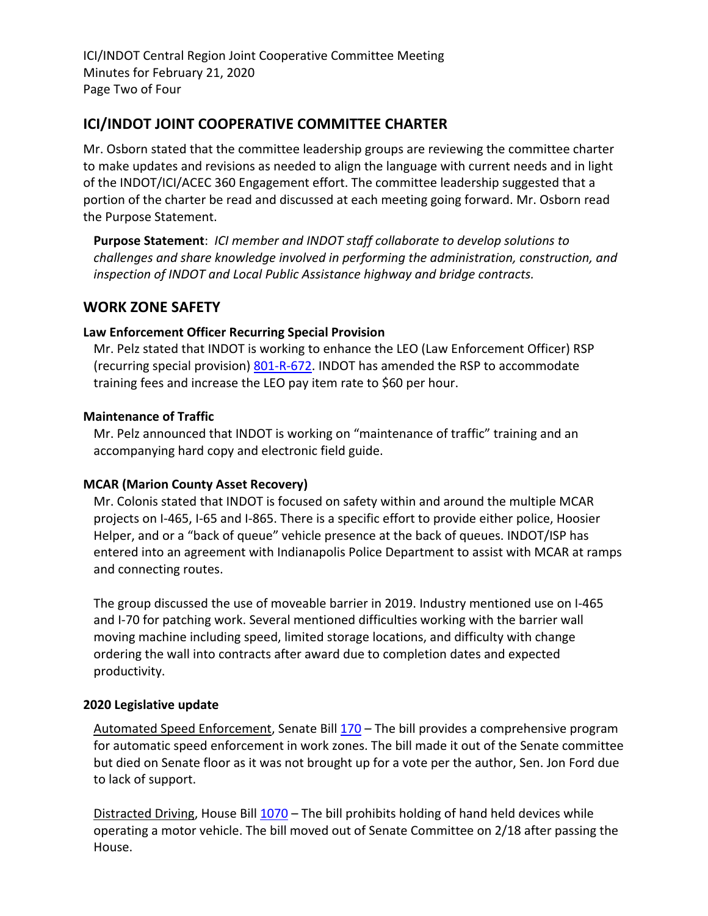## ICI/INDOT JOINT COOPERATIVE COMMITTEE CHARTER

Mr. Osborn stated that the committee leadership groups are reviewing the committee charter to make updates and revisions as needed to align the language with current needs and in light of the INDOT/ICI/ACEC 360 Engagement effort. The committee leadership suggested that a portion of the charter be read and discussed at each meeting going forward. Mr. Osborn read the Purpose Statement.

> **Purpose Statement**: *ICI member and INDOT staff collaborate to develop solutions to challenges and share knowledge involved in performing the administration, construction, and inspection of INDOT and Local Public Assistance highway and bridge contracts.*

## WORK ZONE SAFETY

### Law Enforcement Officer Recurring Special Provision

Mr. Pelz stated that INDOT is working to enhance the LEO (Law Enforcement Officer) RSP (recurring special provision) 801-R-672. INDOT has amended the RSP to accommodate training fees and increase the LEO pay item rate to $60 per hour.

### Maintenance of Traffic

Mr. Pelz announced that INDOT is working on "maintenance of traffic" training and an accompanying hard copy and electronic field guide.

### MCAR (Marion County Asset Recovery)

Mr. Colonis stated that INDOT is focused on safety within and around the multiple MCAR projects on I-465, I-65 and I-865. There is a specific effort to provide either police, Hoosier Helper, and or a "back of queue" vehicle presence at the back of queues. INDOT/ISP has entered into an agreement with Indianapolis Police Department to assist with MCAR at ramps and connecting routes.

The group discussed the use of moveable barrier in 2019. Industry mentioned use on I-465 and I-70 for patching work. Several mentioned difficulties working with the barrier wall moving machine including speed, limited storage locations, and difficulty with change ordering the wall into contracts after award due to completion dates and expected productivity.

### 2020 Legislative update

Automated Speed Enforcement, Senate Bill 170 – The bill provides a comprehensive program for automatic speed enforcement in work zones. The bill made it out of the Senate committee but died on Senate floor as it was not brought up for a vote per the author, Sen. Jon Ford due to lack of support.

Distracted Driving, House Bill 1070 – The bill prohibits holding of hand held devices while operating a motor vehicle. The bill moved out of Senate Committee on 2/18 after passing the House.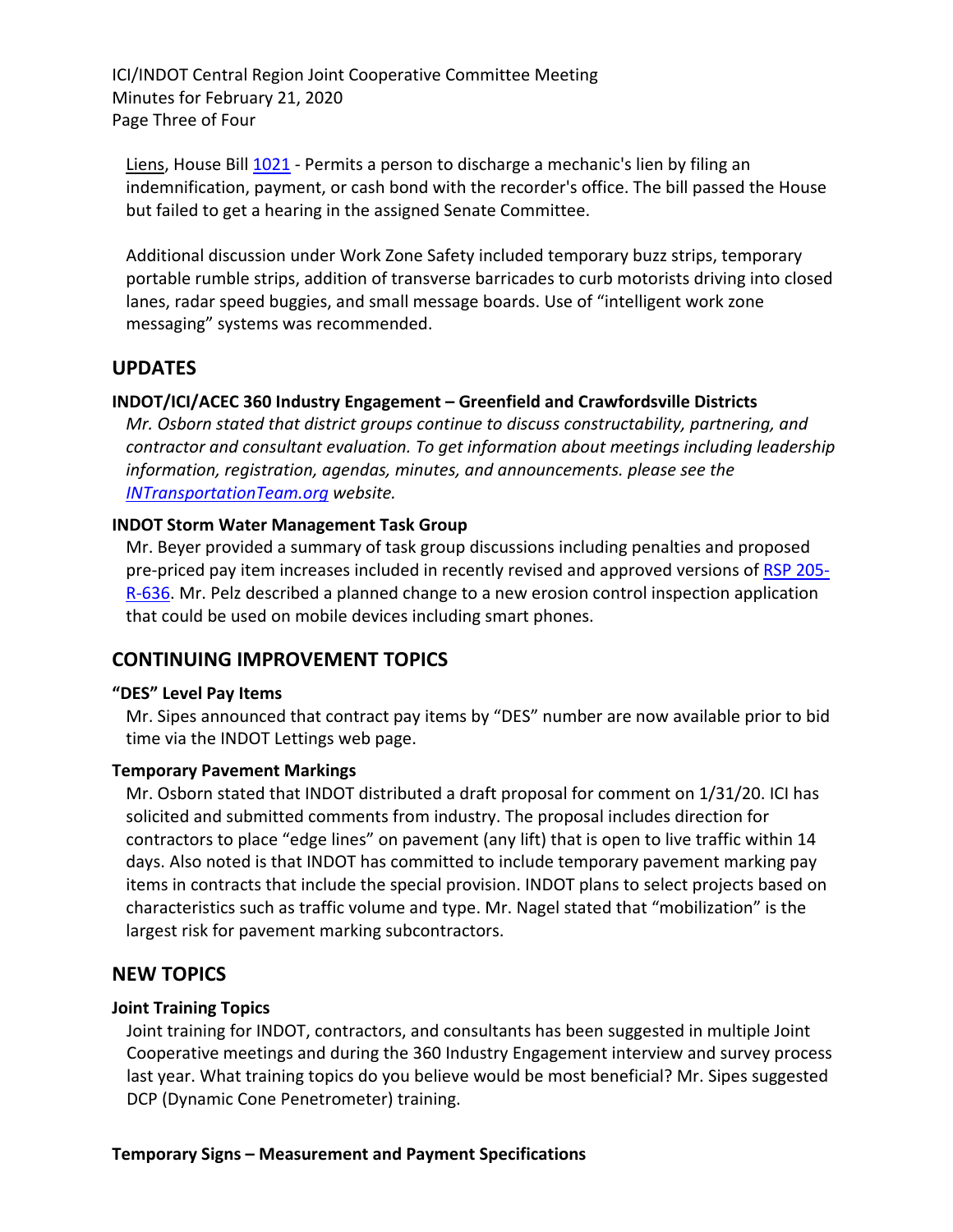Liens, House Bill [1021](1021) - Permits a person to discharge a mechanic's lien by filing an indemnification, payment, or cash bond with the recorder's office. The bill passed the House but failed to get a hearing in the assigned Senate Committee.

Additional discussion under Work Zone Safety included temporary buzz strips, temporary portable rumble strips, addition of transverse barricades to curb motorists driving into closed lanes, radar speed buggies, and small message boards. Use of "intelligent work zone messaging" systems was recommended.

## UPDATES

### INDOT/ICI/ACEC 360 Industry Engagement – Greenfield and Crawfordsville Districts

*Mr. Osborn stated that district groups continue to discuss constructability, partnering, and contractor and consultant evaluation. To get information about meetings including leadership information, registration, agendas, minutes, and announcements. please see the INTransportationTeam.org website.*

### INDOT Storm Water Management Task Group

Mr. Beyer provided a summary of task group discussions including penalties and proposed pre-priced pay item increases included in recently revised and approved versions of RSP 205-R-636. Mr. Pelz described a planned change to a new erosion control inspection application that could be used on mobile devices including smart phones.

## CONTINUING IMPROVEMENT TOPICS

### "DES" Level Pay Items

Mr. Sipes announced that contract pay items by "DES" number are now available prior to bid time via the INDOT Lettings web page.

### Temporary Pavement Markings

Mr. Osborn stated that INDOT distributed a draft proposal for comment on 1/31/20. ICI has solicited and submitted comments from industry. The proposal includes direction for contractors to place "edge lines" on pavement (any lift) that is open to live traffic within 14 days. Also noted is that INDOT has committed to include temporary pavement marking pay items in contracts that include the special provision. INDOT plans to select projects based on characteristics such as traffic volume and type. Mr. Nagel stated that "mobilization" is the largest risk for pavement marking subcontractors.

## NEW TOPICS

### Joint Training Topics

Joint training for INDOT, contractors, and consultants has been suggested in multiple Joint Cooperative meetings and during the 360 Industry Engagement interview and survey process last year. What training topics do you believe would be most beneficial? Mr. Sipes suggested DCP (Dynamic Cone Penetrometer) training.

### Temporary Signs – Measurement and Payment Specifications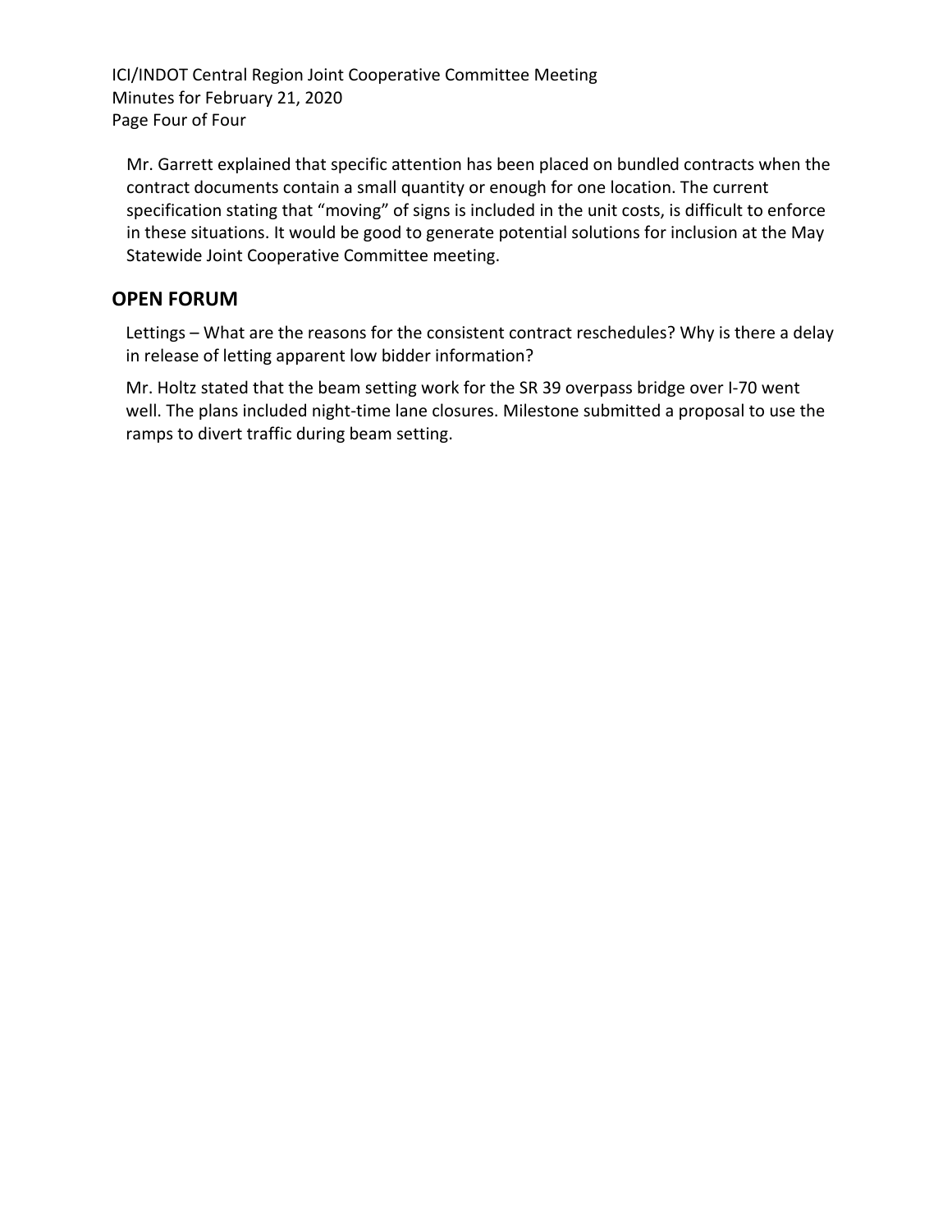Mr. Garrett explained that specific attention has been placed on bundled contracts when the contract documents contain a small quantity or enough for one location. The current specification stating that "moving" of signs is included in the unit costs, is difficult to enforce in these situations. It would be good to generate potential solutions for inclusion at the May Statewide Joint Cooperative Committee meeting.

## OPEN FORUM

Lettings – What are the reasons for the consistent contract reschedules? Why is there a delay in release of letting apparent low bidder information?

Mr. Holtz stated that the beam setting work for the SR 39 overpass bridge over I-70 went well. The plans included night-time lane closures. Milestone submitted a proposal to use the ramps to divert traffic during beam setting.